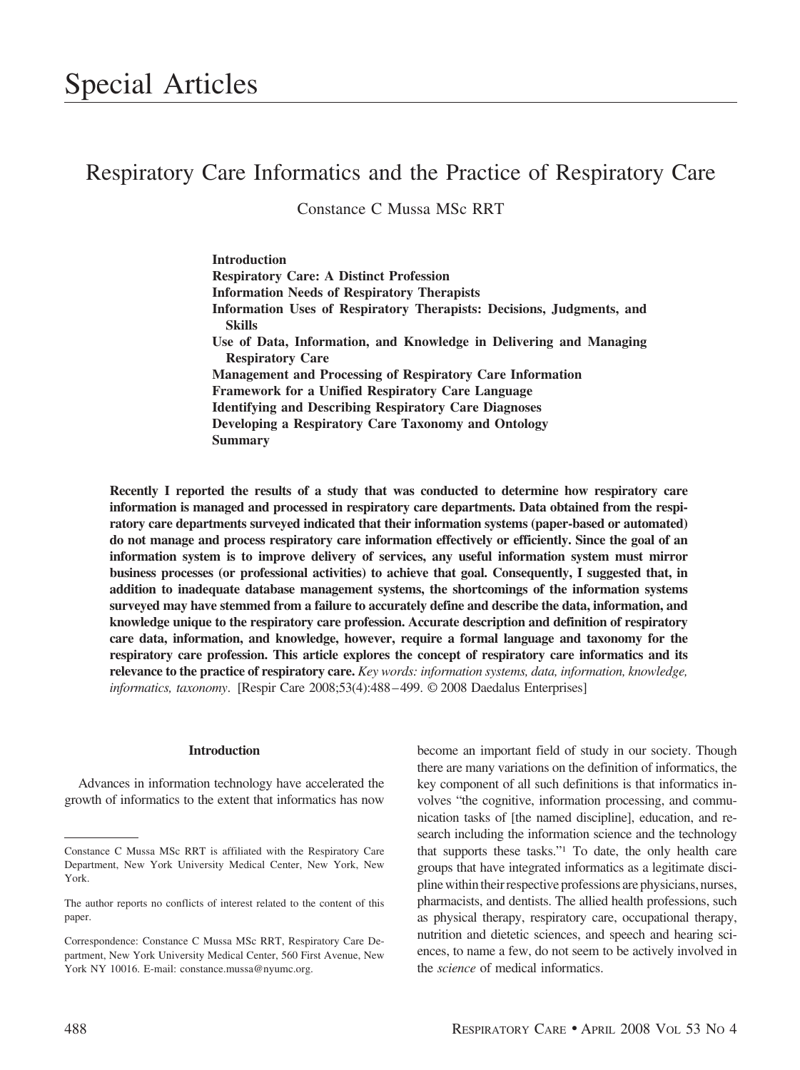# Special Articles

## Respiratory Care Informatics and the Practice of Respiratory Care

Constance C Mussa MSc RRT

**Introduction**
**Respiratory Care: A Distinct Profession**
**Information Needs of Respiratory Therapists**
**Information Uses of Respiratory Therapists: Decisions, Judgments, and Skills**
**Use of Data, Information, and Knowledge in Delivering and Managing Respiratory Care**
**Management and Processing of Respiratory Care Information**
**Framework for a Unified Respiratory Care Language**
**Identifying and Describing Respiratory Care Diagnoses**
**Developing a Respiratory Care Taxonomy and Ontology**
**Summary**

**Recently I reported the results of a study that was conducted to determine how respiratory care information is managed and processed in respiratory care departments. Data obtained from the respiratory care departments surveyed indicated that their information systems (paper-based or automated) do not manage and process respiratory care information effectively or efficiently. Since the goal of an information system is to improve delivery of services, any useful information system must mirror business processes (or professional activities) to achieve that goal. Consequently, I suggested that, in addition to inadequate database management systems, the shortcomings of the information systems surveyed may have stemmed from a failure to accurately define and describe the data, information, and knowledge unique to the respiratory care profession. Accurate description and definition of respiratory care data, information, and knowledge, however, require a formal language and taxonomy for the respiratory care profession. This article explores the concept of respiratory care informatics and its relevance to the practice of respiratory care.** *Key words: information systems, data, information, knowledge, informatics, taxonomy*. [Respir Care 2008;53(4):488–499. © 2008 Daedalus Enterprises]

### Introduction

Advances in information technology have accelerated the growth of informatics to the extent that informatics has now become an important field of study in our society. Though there are many variations on the definition of informatics, the key component of all such definitions is that informatics involves "the cognitive, information processing, and communication tasks of [the named discipline], education, and research including the information science and the technology that supports these tasks."[1] To date, the only health care groups that have integrated informatics as a legitimate discipline within their respective professions are physicians, nurses, pharmacists, and dentists. The allied health professions, such as physical therapy, respiratory care, occupational therapy, nutrition and dietetic sciences, and speech and hearing sciences, to name a few, do not seem to be actively involved in the *science* of medical informatics.

---

Constance C Mussa MSc RRT is affiliated with the Respiratory Care Department, New York University Medical Center, New York, New York.

The author reports no conflicts of interest related to the content of this paper.

Correspondence: Constance C Mussa MSc RRT, Respiratory Care Department, New York University Medical Center, 560 First Avenue, New York NY 10016. E-mail: constance.mussa@nyumc.org.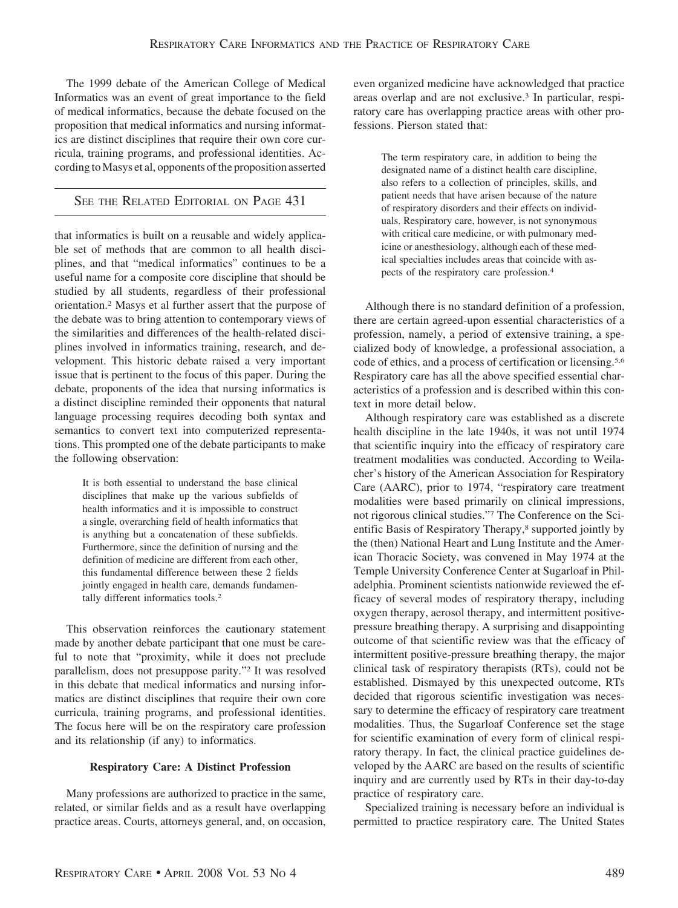The 1999 debate of the American College of Medical Informatics was an event of great importance to the field of medical informatics, because the debate focused on the proposition that medical informatics and nursing informatics are distinct disciplines that require their own core curricula, training programs, and professional identities. According to Masys et al, opponents of the proposition asserted

SEE THE RELATED EDITORIAL ON PAGE 431

that informatics is built on a reusable and widely applicable set of methods that are common to all health disciplines, and that "medical informatics" continues to be a useful name for a composite core discipline that should be studied by all students, regardless of their professional orientation.[2] Masys et al further assert that the purpose of the debate was to bring attention to contemporary views of the similarities and differences of the health-related disciplines involved in informatics training, research, and development. This historic debate raised a very important issue that is pertinent to the focus of this paper. During the debate, proponents of the idea that nursing informatics is a distinct discipline reminded their opponents that natural language processing requires decoding both syntax and semantics to convert text into computerized representations. This prompted one of the debate participants to make the following observation:

> It is both essential to understand the base clinical disciplines that make up the various subfields of health informatics and it is impossible to construct a single, overarching field of health informatics that is anything but a concatenation of these subfields. Furthermore, since the definition of nursing and the definition of medicine are different from each other, this fundamental difference between these 2 fields jointly engaged in health care, demands fundamentally different informatics tools.[2]

This observation reinforces the cautionary statement made by another debate participant that one must be careful to note that "proximity, while it does not preclude parallelism, does not presuppose parity."[2] It was resolved in this debate that medical informatics and nursing informatics are distinct disciplines that require their own core curricula, training programs, and professional identities. The focus here will be on the respiratory care profession and its relationship (if any) to informatics.

**Respiratory Care: A Distinct Profession**

Many professions are authorized to practice in the same, related, or similar fields and as a result have overlapping practice areas. Courts, attorneys general, and, on occasion, even organized medicine have acknowledged that practice areas overlap and are not exclusive.[3] In particular, respiratory care has overlapping practice areas with other professions. Pierson stated that:

> The term respiratory care, in addition to being the designated name of a distinct health care discipline, also refers to a collection of principles, skills, and patient needs that have arisen because of the nature of respiratory disorders and their effects on individuals. Respiratory care, however, is not synonymous with critical care medicine, or with pulmonary medicine or anesthesiology, although each of these medical specialties includes areas that coincide with aspects of the respiratory care profession.[4]

Although there is no standard definition of a profession, there are certain agreed-upon essential characteristics of a profession, namely, a period of extensive training, a specialized body of knowledge, a professional association, a code of ethics, and a process of certification or licensing.[5,6] Respiratory care has all the above specified essential characteristics of a profession and is described within this context in more detail below.

Although respiratory care was established as a discrete health discipline in the late 1940s, it was not until 1974 that scientific inquiry into the efficacy of respiratory care treatment modalities was conducted. According to Weilacher's history of the American Association for Respiratory Care (AARC), prior to 1974, "respiratory care treatment modalities were based primarily on clinical impressions, not rigorous clinical studies."[7] The Conference on the Scientific Basis of Respiratory Therapy,[8] supported jointly by the (then) National Heart and Lung Institute and the American Thoracic Society, was convened in May 1974 at the Temple University Conference Center at Sugarloaf in Philadelphia. Prominent scientists nationwide reviewed the efficacy of several modes of respiratory therapy, including oxygen therapy, aerosol therapy, and intermittent positive-pressure breathing therapy. A surprising and disappointing outcome of that scientific review was that the efficacy of intermittent positive-pressure breathing therapy, the major clinical task of respiratory therapists (RTs), could not be established. Dismayed by this unexpected outcome, RTs decided that rigorous scientific investigation was necessary to determine the efficacy of respiratory care treatment modalities. Thus, the Sugarloaf Conference set the stage for scientific examination of every form of clinical respiratory therapy. In fact, the clinical practice guidelines developed by the AARC are based on the results of scientific inquiry and are currently used by RTs in their day-to-day practice of respiratory care.

Specialized training is necessary before an individual is permitted to practice respiratory care. The United States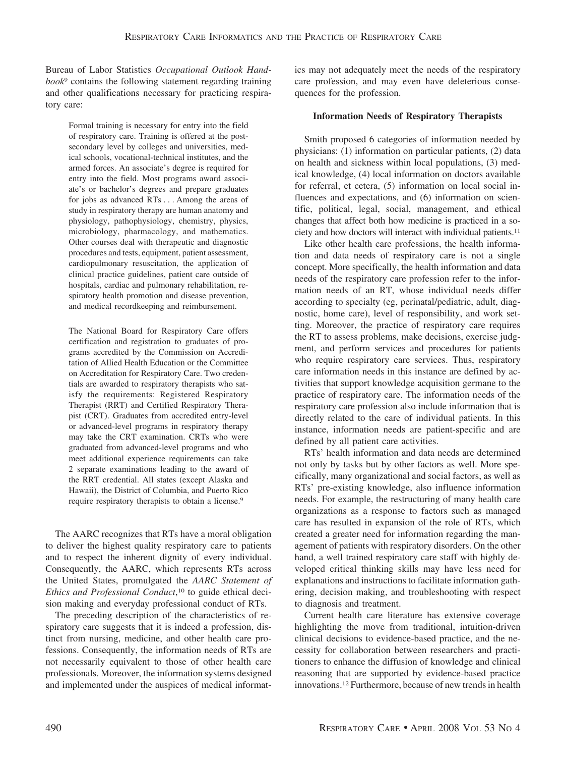Bureau of Labor Statistics *Occupational Outlook Handbook*[9] contains the following statement regarding training and other qualifications necessary for practicing respiratory care:

> Formal training is necessary for entry into the field of respiratory care. Training is offered at the postsecondary level by colleges and universities, medical schools, vocational-technical institutes, and the armed forces. An associate's degree is required for entry into the field. Most programs award associate's or bachelor's degrees and prepare graduates for jobs as advanced RTs . . . Among the areas of study in respiratory therapy are human anatomy and physiology, pathophysiology, chemistry, physics, microbiology, pharmacology, and mathematics. Other courses deal with therapeutic and diagnostic procedures and tests, equipment, patient assessment, cardiopulmonary resuscitation, the application of clinical practice guidelines, patient care outside of hospitals, cardiac and pulmonary rehabilitation, respiratory health promotion and disease prevention, and medical recordkeeping and reimbursement.
>
> The National Board for Respiratory Care offers certification and registration to graduates of programs accredited by the Commission on Accreditation of Allied Health Education or the Committee on Accreditation for Respiratory Care. Two credentials are awarded to respiratory therapists who satisfy the requirements: Registered Respiratory Therapist (RRT) and Certified Respiratory Therapist (CRT). Graduates from accredited entry-level or advanced-level programs in respiratory therapy may take the CRT examination. CRTs who were graduated from advanced-level programs and who meet additional experience requirements can take 2 separate examinations leading to the award of the RRT credential. All states (except Alaska and Hawaii), the District of Columbia, and Puerto Rico require respiratory therapists to obtain a license.[9]

The AARC recognizes that RTs have a moral obligation to deliver the highest quality respiratory care to patients and to respect the inherent dignity of every individual. Consequently, the AARC, which represents RTs across the United States, promulgated the *AARC Statement of Ethics and Professional Conduct*,[10] to guide ethical decision making and everyday professional conduct of RTs.

The preceding description of the characteristics of respiratory care suggests that it is indeed a profession, distinct from nursing, medicine, and other health care professions. Consequently, the information needs of RTs are not necessarily equivalent to those of other health care professionals. Moreover, the information systems designed and implemented under the auspices of medical informatics may not adequately meet the needs of the respiratory care profession, and may even have deleterious consequences for the profession.

### Information Needs of Respiratory Therapists

Smith proposed 6 categories of information needed by physicians: (1) information on particular patients, (2) data on health and sickness within local populations, (3) medical knowledge, (4) local information on doctors available for referral, et cetera, (5) information on local social influences and expectations, and (6) information on scientific, political, legal, social, management, and ethical changes that affect both how medicine is practiced in a society and how doctors will interact with individual patients.[11]

Like other health care professions, the health information and data needs of respiratory care is not a single concept. More specifically, the health information and data needs of the respiratory care profession refer to the information needs of an RT, whose individual needs differ according to specialty (eg, perinatal/pediatric, adult, diagnostic, home care), level of responsibility, and work setting. Moreover, the practice of respiratory care requires the RT to assess problems, make decisions, exercise judgment, and perform services and procedures for patients who require respiratory care services. Thus, respiratory care information needs in this instance are defined by activities that support knowledge acquisition germane to the practice of respiratory care. The information needs of the respiratory care profession also include information that is directly related to the care of individual patients. In this instance, information needs are patient-specific and are defined by all patient care activities.

RTs' health information and data needs are determined not only by tasks but by other factors as well. More specifically, many organizational and social factors, as well as RTs' pre-existing knowledge, also influence information needs. For example, the restructuring of many health care organizations as a response to factors such as managed care has resulted in expansion of the role of RTs, which created a greater need for information regarding the management of patients with respiratory disorders. On the other hand, a well trained respiratory care staff with highly developed critical thinking skills may have less need for explanations and instructions to facilitate information gathering, decision making, and troubleshooting with respect to diagnosis and treatment.

Current health care literature has extensive coverage highlighting the move from traditional, intuition-driven clinical decisions to evidence-based practice, and the necessity for collaboration between researchers and practitioners to enhance the diffusion of knowledge and clinical reasoning that are supported by evidence-based practice innovations.[12] Furthermore, because of new trends in health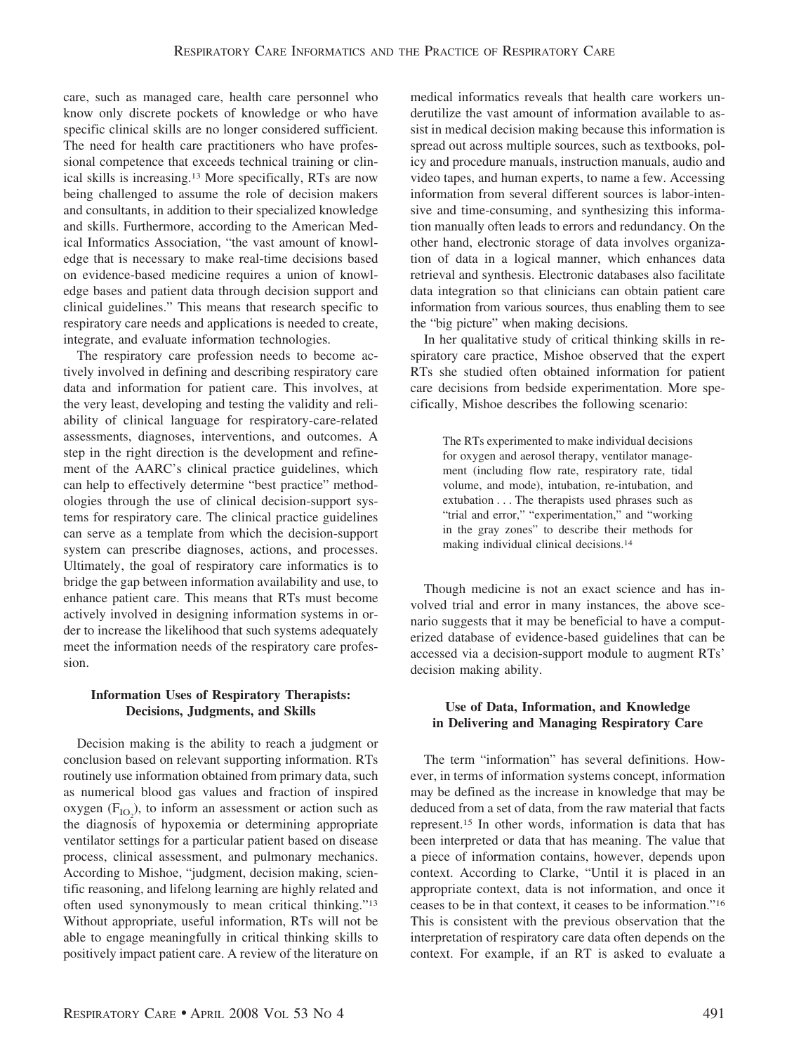care, such as managed care, health care personnel who know only discrete pockets of knowledge or who have specific clinical skills are no longer considered sufficient. The need for health care practitioners who have professional competence that exceeds technical training or clinical skills is increasing.[13] More specifically, RTs are now being challenged to assume the role of decision makers and consultants, in addition to their specialized knowledge and skills. Furthermore, according to the American Medical Informatics Association, "the vast amount of knowledge that is necessary to make real-time decisions based on evidence-based medicine requires a union of knowledge bases and patient data through decision support and clinical guidelines." This means that research specific to respiratory care needs and applications is needed to create, integrate, and evaluate information technologies.

The respiratory care profession needs to become actively involved in defining and describing respiratory care data and information for patient care. This involves, at the very least, developing and testing the validity and reliability of clinical language for respiratory-care-related assessments, diagnoses, interventions, and outcomes. A step in the right direction is the development and refinement of the AARC's clinical practice guidelines, which can help to effectively determine "best practice" methodologies through the use of clinical decision-support systems for respiratory care. The clinical practice guidelines can serve as a template from which the decision-support system can prescribe diagnoses, actions, and processes. Ultimately, the goal of respiratory care informatics is to bridge the gap between information availability and use, to enhance patient care. This means that RTs must become actively involved in designing information systems in order to increase the likelihood that such systems adequately meet the information needs of the respiratory care profession.

### Information Uses of Respiratory Therapists: Decisions, Judgments, and Skills

Decision making is the ability to reach a judgment or conclusion based on relevant supporting information. RTs routinely use information obtained from primary data, such as numerical blood gas values and fraction of inspired oxygen ($F_{IO_2}$), to inform an assessment or action such as the diagnosis of hypoxemia or determining appropriate ventilator settings for a particular patient based on disease process, clinical assessment, and pulmonary mechanics. According to Mishoe, "judgment, decision making, scientific reasoning, and lifelong learning are highly related and often used synonymously to mean critical thinking."[13] Without appropriate, useful information, RTs will not be able to engage meaningfully in critical thinking skills to positively impact patient care. A review of the literature on medical informatics reveals that health care workers underutilize the vast amount of information available to assist in medical decision making because this information is spread out across multiple sources, such as textbooks, policy and procedure manuals, instruction manuals, audio and video tapes, and human experts, to name a few. Accessing information from several different sources is labor-intensive and time-consuming, and synthesizing this information manually often leads to errors and redundancy. On the other hand, electronic storage of data involves organization of data in a logical manner, which enhances data retrieval and synthesis. Electronic databases also facilitate data integration so that clinicians can obtain patient care information from various sources, thus enabling them to see the "big picture" when making decisions.

In her qualitative study of critical thinking skills in respiratory care practice, Mishoe observed that the expert RTs she studied often obtained information for patient care decisions from bedside experimentation. More specifically, Mishoe describes the following scenario:

> The RTs experimented to make individual decisions for oxygen and aerosol therapy, ventilator management (including flow rate, respiratory rate, tidal volume, and mode), intubation, re-intubation, and extubation . . . The therapists used phrases such as "trial and error," "experimentation," and "working in the gray zones" to describe their methods for making individual clinical decisions.[14]

Though medicine is not an exact science and has involved trial and error in many instances, the above scenario suggests that it may be beneficial to have a computerized database of evidence-based guidelines that can be accessed via a decision-support module to augment RTs' decision making ability.

### Use of Data, Information, and Knowledge in Delivering and Managing Respiratory Care

The term "information" has several definitions. However, in terms of information systems concept, information may be defined as the increase in knowledge that may be deduced from a set of data, from the raw material that facts represent.[15] In other words, information is data that has been interpreted or data that has meaning. The value that a piece of information contains, however, depends upon context. According to Clarke, "Until it is placed in an appropriate context, data is not information, and once it ceases to be in that context, it ceases to be information."[16] This is consistent with the previous observation that the interpretation of respiratory care data often depends on the context. For example, if an RT is asked to evaluate a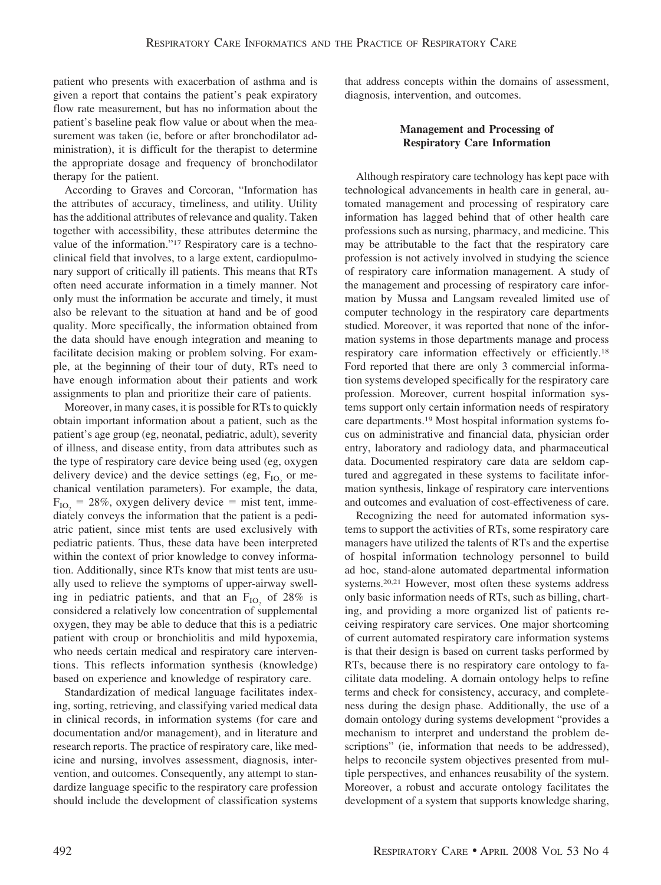patient who presents with exacerbation of asthma and is given a report that contains the patient's peak expiratory flow rate measurement, but has no information about the patient's baseline peak flow value or about when the measurement was taken (ie, before or after bronchodilator administration), it is difficult for the therapist to determine the appropriate dosage and frequency of bronchodilator therapy for the patient.

According to Graves and Corcoran, "Information has the attributes of accuracy, timeliness, and utility. Utility has the additional attributes of relevance and quality. Taken together with accessibility, these attributes determine the value of the information."[17] Respiratory care is a technoclinical field that involves, to a large extent, cardiopulmonary support of critically ill patients. This means that RTs often need accurate information in a timely manner. Not only must the information be accurate and timely, it must also be relevant to the situation at hand and be of good quality. More specifically, the information obtained from the data should have enough integration and meaning to facilitate decision making or problem solving. For example, at the beginning of their tour of duty, RTs need to have enough information about their patients and work assignments to plan and prioritize their care of patients.

Moreover, in many cases, it is possible for RTs to quickly obtain important information about a patient, such as the patient's age group (eg, neonatal, pediatric, adult), severity of illness, and disease entity, from data attributes such as the type of respiratory care device being used (eg, oxygen delivery device) and the device settings (eg, $F_{IO_2}$ or mechanical ventilation parameters). For example, the data, $F_{IO_2}$ = 28%, oxygen delivery device = mist tent, immediately conveys the information that the patient is a pediatric patient, since mist tents are used exclusively with pediatric patients. Thus, these data have been interpreted within the context of prior knowledge to convey information. Additionally, since RTs know that mist tents are usually used to relieve the symptoms of upper-airway swelling in pediatric patients, and that an $F_{IO_2}$ of 28% is considered a relatively low concentration of supplemental oxygen, they may be able to deduce that this is a pediatric patient with croup or bronchiolitis and mild hypoxemia, who needs certain medical and respiratory care interventions. This reflects information synthesis (knowledge) based on experience and knowledge of respiratory care.

Standardization of medical language facilitates indexing, sorting, retrieving, and classifying varied medical data in clinical records, in information systems (for care and documentation and/or management), and in literature and research reports. The practice of respiratory care, like medicine and nursing, involves assessment, diagnosis, intervention, and outcomes. Consequently, any attempt to standardize language specific to the respiratory care profession should include the development of classification systems that address concepts within the domains of assessment, diagnosis, intervention, and outcomes.

## Management and Processing of Respiratory Care Information

Although respiratory care technology has kept pace with technological advancements in health care in general, automated management and processing of respiratory care information has lagged behind that of other health care professions such as nursing, pharmacy, and medicine. This may be attributable to the fact that the respiratory care profession is not actively involved in studying the science of respiratory care information management. A study of the management and processing of respiratory care information by Mussa and Langsam revealed limited use of computer technology in the respiratory care departments studied. Moreover, it was reported that none of the information systems in those departments manage and process respiratory care information effectively or efficiently.[18] Ford reported that there are only 3 commercial information systems developed specifically for the respiratory care profession. Moreover, current hospital information systems support only certain information needs of respiratory care departments.[19] Most hospital information systems focus on administrative and financial data, physician order entry, laboratory and radiology data, and pharmaceutical data. Documented respiratory care data are seldom captured and aggregated in these systems to facilitate information synthesis, linkage of respiratory care interventions and outcomes and evaluation of cost-effectiveness of care.

Recognizing the need for automated information systems to support the activities of RTs, some respiratory care managers have utilized the talents of RTs and the expertise of hospital information technology personnel to build ad hoc, stand-alone automated departmental information systems.[20,21] However, most often these systems address only basic information needs of RTs, such as billing, charting, and providing a more organized list of patients receiving respiratory care services. One major shortcoming of current automated respiratory care information systems is that their design is based on current tasks performed by RTs, because there is no respiratory care ontology to facilitate data modeling. A domain ontology helps to refine terms and check for consistency, accuracy, and completeness during the design phase. Additionally, the use of a domain ontology during systems development "provides a mechanism to interpret and understand the problem descriptions" (ie, information that needs to be addressed), helps to reconcile system objectives presented from multiple perspectives, and enhances reusability of the system. Moreover, a robust and accurate ontology facilitates the development of a system that supports knowledge sharing,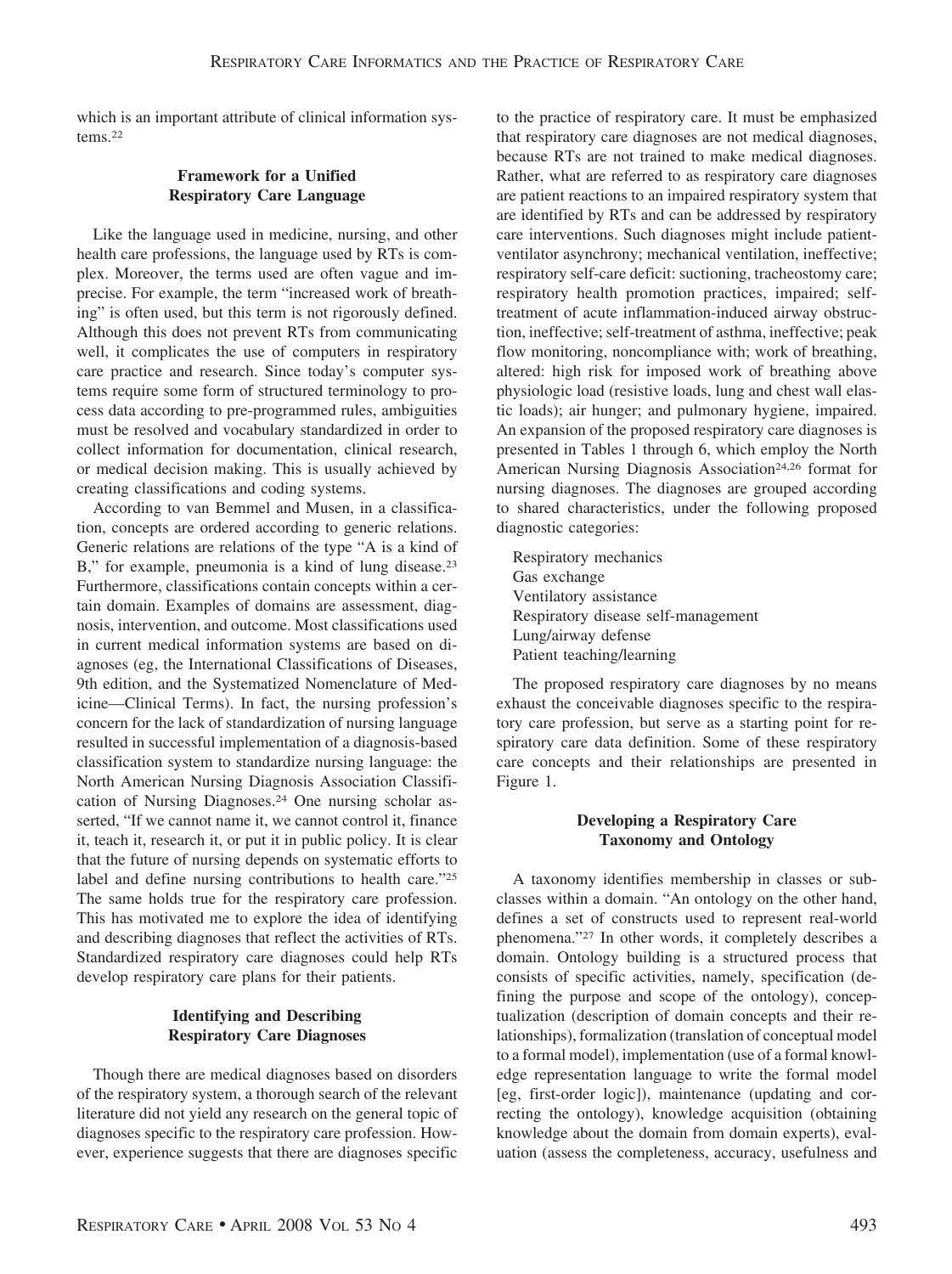which is an important attribute of clinical information systems.[22]

## Framework for a Unified Respiratory Care Language

Like the language used in medicine, nursing, and other health care professions, the language used by RTs is complex. Moreover, the terms used are often vague and imprecise. For example, the term "increased work of breathing" is often used, but this term is not rigorously defined. Although this does not prevent RTs from communicating well, it complicates the use of computers in respiratory care practice and research. Since today's computer systems require some form of structured terminology to process data according to pre-programmed rules, ambiguities must be resolved and vocabulary standardized in order to collect information for documentation, clinical research, or medical decision making. This is usually achieved by creating classifications and coding systems.

According to van Bemmel and Musen, in a classification, concepts are ordered according to generic relations. Generic relations are relations of the type "A is a kind of B," for example, pneumonia is a kind of lung disease.[23] Furthermore, classifications contain concepts within a certain domain. Examples of domains are assessment, diagnosis, intervention, and outcome. Most classifications used in current medical information systems are based on diagnoses (eg, the International Classifications of Diseases, 9th edition, and the Systematized Nomenclature of Medicine—Clinical Terms). In fact, the nursing profession's concern for the lack of standardization of nursing language resulted in successful implementation of a diagnosis-based classification system to standardize nursing language: the North American Nursing Diagnosis Association Classification of Nursing Diagnoses.[24] One nursing scholar asserted, "If we cannot name it, we cannot control it, finance it, teach it, research it, or put it in public policy. It is clear that the future of nursing depends on systematic efforts to label and define nursing contributions to health care."[25] The same holds true for the respiratory care profession. This has motivated me to explore the idea of identifying and describing diagnoses that reflect the activities of RTs. Standardized respiratory care diagnoses could help RTs develop respiratory care plans for their patients.

## Identifying and Describing Respiratory Care Diagnoses

Though there are medical diagnoses based on disorders of the respiratory system, a thorough search of the relevant literature did not yield any research on the general topic of diagnoses specific to the respiratory care profession. However, experience suggests that there are diagnoses specific to the practice of respiratory care. It must be emphasized that respiratory care diagnoses are not medical diagnoses, because RTs are not trained to make medical diagnoses. Rather, what are referred to as respiratory care diagnoses are patient reactions to an impaired respiratory system that are identified by RTs and can be addressed by respiratory care interventions. Such diagnoses might include patient-ventilator asynchrony; mechanical ventilation, ineffective; respiratory self-care deficit: suctioning, tracheostomy care; respiratory health promotion practices, impaired; self-treatment of acute inflammation-induced airway obstruction, ineffective; self-treatment of asthma, ineffective; peak flow monitoring, noncompliance with; work of breathing, altered: high risk for imposed work of breathing above physiologic load (resistive loads, lung and chest wall elastic loads); air hunger; and pulmonary hygiene, impaired. An expansion of the proposed respiratory care diagnoses is presented in Tables 1 through 6, which employ the North American Nursing Diagnosis Association[24,26] format for nursing diagnoses. The diagnoses are grouped according to shared characteristics, under the following proposed diagnostic categories:

- Respiratory mechanics
- Gas exchange
- Ventilatory assistance
- Respiratory disease self-management
- Lung/airway defense
- Patient teaching/learning

The proposed respiratory care diagnoses by no means exhaust the conceivable diagnoses specific to the respiratory care profession, but serve as a starting point for respiratory care data definition. Some of these respiratory care concepts and their relationships are presented in Figure 1.

## Developing a Respiratory Care Taxonomy and Ontology

A taxonomy identifies membership in classes or subclasses within a domain. "An ontology on the other hand, defines a set of constructs used to represent real-world phenomena."[27] In other words, it completely describes a domain. Ontology building is a structured process that consists of specific activities, namely, specification (defining the purpose and scope of the ontology), conceptualization (description of domain concepts and their relationships), formalization (translation of conceptual model to a formal model), implementation (use of a formal knowledge representation language to write the formal model [eg, first-order logic]), maintenance (updating and correcting the ontology), knowledge acquisition (obtaining knowledge about the domain from domain experts), evaluation (assess the completeness, accuracy, usefulness and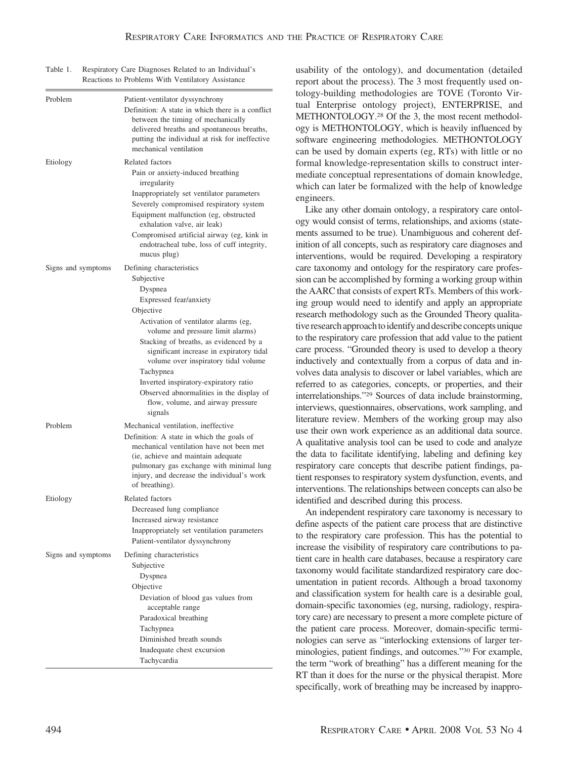Table 1. Respiratory Care Diagnoses Related to an Individual's Reactions to Problems With Ventilatory Assistance

| | |
|---|---|
| Problem | Patient-ventilator dyssynchrony<br>Definition: A state in which there is a conflict between the timing of mechanically delivered breaths and spontaneous breaths, putting the individual at risk for ineffective mechanical ventilation |
| Etiology | Related factors<br>Pain or anxiety-induced breathing irregularity<br>Inappropriately set ventilator parameters<br>Severely compromised respiratory system<br>Equipment malfunction (eg, obstructed exhalation valve, air leak)<br>Compromised artificial airway (eg, kink in endotracheal tube, loss of cuff integrity, mucus plug) |
| Signs and symptoms | Defining characteristics<br>Subjective<br>Dyspnea<br>Expressed fear/anxiety<br>Objective<br>Activation of ventilator alarms (eg, volume and pressure limit alarms)<br>Stacking of breaths, as evidenced by a significant increase in expiratory tidal volume over inspiratory tidal volume<br>Tachypnea<br>Inverted inspiratory-expiratory ratio<br>Observed abnormalities in the display of flow, volume, and airway pressure signals |
| Problem | Mechanical ventilation, ineffective<br>Definition: A state in which the goals of mechanical ventilation have not been met (ie, achieve and maintain adequate pulmonary gas exchange with minimal lung injury, and decrease the individual's work of breathing). |
| Etiology | Related factors<br>Decreased lung compliance<br>Increased airway resistance<br>Inappropriately set ventilation parameters<br>Patient-ventilator dyssynchrony |
| Signs and symptoms | Defining characteristics<br>Subjective<br>Dyspnea<br>Objective<br>Deviation of blood gas values from acceptable range<br>Paradoxical breathing<br>Tachypnea<br>Diminished breath sounds<br>Inadequate chest excursion<br>Tachycardia |

usability of the ontology), and documentation (detailed report about the process). The 3 most frequently used ontology-building methodologies are TOVE (Toronto Virtual Enterprise ontology project), ENTERPRISE, and METHONTOLOGY.[28] Of the 3, the most recent methodology is METHONTOLOGY, which is heavily influenced by software engineering methodologies. METHONTOLOGY can be used by domain experts (eg, RTs) with little or no formal knowledge-representation skills to construct intermediate conceptual representations of domain knowledge, which can later be formalized with the help of knowledge engineers.

Like any other domain ontology, a respiratory care ontology would consist of terms, relationships, and axioms (statements assumed to be true). Unambiguous and coherent definition of all concepts, such as respiratory care diagnoses and interventions, would be required. Developing a respiratory care taxonomy and ontology for the respiratory care profession can be accomplished by forming a working group within the AARC that consists of expert RTs. Members of this working group would need to identify and apply an appropriate research methodology such as the Grounded Theory qualitative research approach to identify and describe concepts unique to the respiratory care profession that add value to the patient care process. "Grounded theory is used to develop a theory inductively and contextually from a corpus of data and involves data analysis to discover or label variables, which are referred to as categories, concepts, or properties, and their interrelationships."[29] Sources of data include brainstorming, interviews, questionnaires, observations, work sampling, and literature review. Members of the working group may also use their own work experience as an additional data source. A qualitative analysis tool can be used to code and analyze the data to facilitate identifying, labeling and defining key respiratory care concepts that describe patient findings, patient responses to respiratory system dysfunction, events, and interventions. The relationships between concepts can also be identified and described during this process.

An independent respiratory care taxonomy is necessary to define aspects of the patient care process that are distinctive to the respiratory care profession. This has the potential to increase the visibility of respiratory care contributions to patient care in health care databases, because a respiratory care taxonomy would facilitate standardized respiratory care documentation in patient records. Although a broad taxonomy and classification system for health care is a desirable goal, domain-specific taxonomies (eg, nursing, radiology, respiratory care) are necessary to present a more complete picture of the patient care process. Moreover, domain-specific terminologies can serve as "interlocking extensions of larger terminologies, patient findings, and outcomes."[30] For example, the term "work of breathing" has a different meaning for the RT than it does for the nurse or the physical therapist. More specifically, work of breathing may be increased by inappro-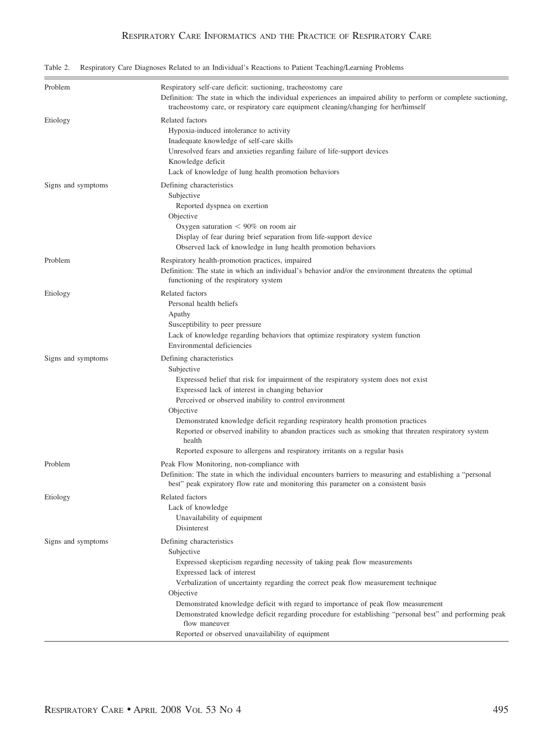Table 2. Respiratory Care Diagnoses Related to an Individual's Reactions to Patient Teaching/Learning Problems

| | |
|---|---|
| Problem | Respiratory self-care deficit: suctioning, tracheostomy care<br>Definition: The state in which the individual experiences an impaired ability to perform or complete suctioning, tracheostomy care, or respiratory care equipment cleaning/changing for her/himself |
| Etiology | Related factors<br>Hypoxia-induced intolerance to activity<br>Inadequate knowledge of self-care skills<br>Unresolved fears and anxieties regarding failure of life-support devices<br>Knowledge deficit<br>Lack of knowledge of lung health promotion behaviors |
| Signs and symptoms | Defining characteristics<br>Subjective<br>Reported dyspnea on exertion<br>Objective<br>Oxygen saturation < 90% on room air<br>Display of fear during brief separation from life-support device<br>Observed lack of knowledge in lung health promotion behaviors |
| Problem | Respiratory health-promotion practices, impaired<br>Definition: The state in which an individual's behavior and/or the environment threatens the optimal functioning of the respiratory system |
| Etiology | Related factors<br>Personal health beliefs<br>Apathy<br>Susceptibility to peer pressure<br>Lack of knowledge regarding behaviors that optimize respiratory system function<br>Environmental deficiencies |
| Signs and symptoms | Defining characteristics<br>Subjective<br>Expressed belief that risk for impairment of the respiratory system does not exist<br>Expressed lack of interest in changing behavior<br>Perceived or observed inability to control environment<br>Objective<br>Demonstrated knowledge deficit regarding respiratory health promotion practices<br>Reported or observed inability to abandon practices such as smoking that threaten respiratory system health<br>Reported exposure to allergens and respiratory irritants on a regular basis |
| Problem | Peak Flow Monitoring, non-compliance with<br>Definition: The state in which the individual encounters barriers to measuring and establishing a "personal best" peak expiratory flow rate and monitoring this parameter on a consistent basis |
| Etiology | Related factors<br>Lack of knowledge<br>Unavailability of equipment<br>Disinterest |
| Signs and symptoms | Defining characteristics<br>Subjective<br>Expressed skepticism regarding necessity of taking peak flow measurements<br>Expressed lack of interest<br>Verbalization of uncertainty regarding the correct peak flow measurement technique<br>Objective<br>Demonstrated knowledge deficit with regard to importance of peak flow measurement<br>Demonstrated knowledge deficit regarding procedure for establishing "personal best" and performing peak flow maneuver<br>Reported or observed unavailability of equipment |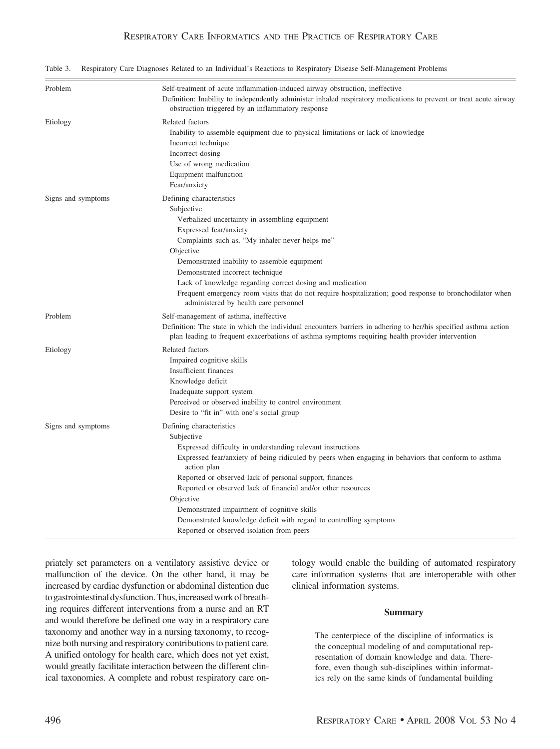Table 3. Respiratory Care Diagnoses Related to an Individual's Reactions to Respiratory Disease Self-Management Problems

| | |
|---|---|
| Problem | Self-treatment of acute inflammation-induced airway obstruction, ineffective<br>Definition: Inability to independently administer inhaled respiratory medications to prevent or treat acute airway obstruction triggered by an inflammatory response |
| Etiology | Related factors<br>Inability to assemble equipment due to physical limitations or lack of knowledge<br>Incorrect technique<br>Incorrect dosing<br>Use of wrong medication<br>Equipment malfunction<br>Fear/anxiety |
| Signs and symptoms | Defining characteristics<br>Subjective<br>Verbalized uncertainty in assembling equipment<br>Expressed fear/anxiety<br>Complaints such as, "My inhaler never helps me"<br>Objective<br>Demonstrated inability to assemble equipment<br>Demonstrated incorrect technique<br>Lack of knowledge regarding correct dosing and medication<br>Frequent emergency room visits that do not require hospitalization; good response to bronchodilator when administered by health care personnel |
| Problem | Self-management of asthma, ineffective<br>Definition: The state in which the individual encounters barriers in adhering to her/his specified asthma action plan leading to frequent exacerbations of asthma symptoms requiring health provider intervention |
| Etiology | Related factors<br>Impaired cognitive skills<br>Insufficient finances<br>Knowledge deficit<br>Inadequate support system<br>Perceived or observed inability to control environment<br>Desire to "fit in" with one's social group |
| Signs and symptoms | Defining characteristics<br>Subjective<br>Expressed difficulty in understanding relevant instructions<br>Expressed fear/anxiety of being ridiculed by peers when engaging in behaviors that conform to asthma action plan<br>Reported or observed lack of personal support, finances<br>Reported or observed lack of financial and/or other resources<br>Objective<br>Demonstrated impairment of cognitive skills<br>Demonstrated knowledge deficit with regard to controlling symptoms<br>Reported or observed isolation from peers |

priately set parameters on a ventilatory assistive device or malfunction of the device. On the other hand, it may be increased by cardiac dysfunction or abdominal distention due to gastrointestinal dysfunction. Thus, increased work of breathing requires different interventions from a nurse and an RT and would therefore be defined one way in a respiratory care taxonomy and another way in a nursing taxonomy, to recognize both nursing and respiratory contributions to patient care. A unified ontology for health care, which does not yet exist, would greatly facilitate interaction between the different clinical taxonomies. A complete and robust respiratory care ontology would enable the building of automated respiratory care information systems that are interoperable with other clinical information systems.

## Summary

> The centerpiece of the discipline of informatics is the conceptual modeling of and computational representation of domain knowledge and data. Therefore, even though sub-disciplines within informatics rely on the same kinds of fundamental building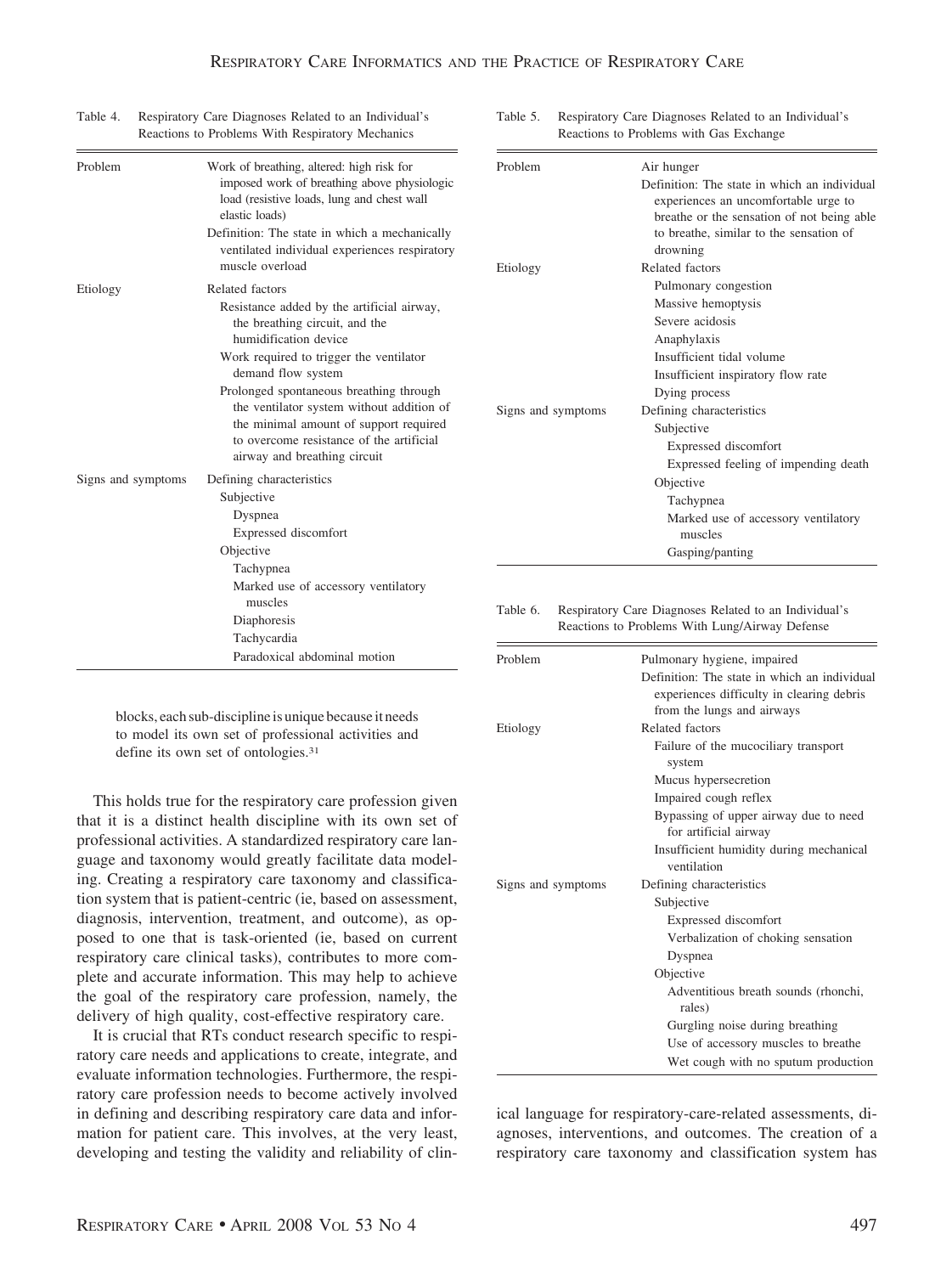Table 4. Respiratory Care Diagnoses Related to an Individual's Reactions to Problems With Respiratory Mechanics

| | |
|---|---|
| Problem | Work of breathing, altered: high risk for imposed work of breathing above physiologic load (resistive loads, lung and chest wall elastic loads)<br>Definition: The state in which a mechanically ventilated individual experiences respiratory muscle overload |
| Etiology | Related factors<br>Resistance added by the artificial airway, the breathing circuit, and the humidification device<br>Work required to trigger the ventilator demand flow system<br>Prolonged spontaneous breathing through the ventilator system without addition of the minimal amount of support required to overcome resistance of the artificial airway and breathing circuit |
| Signs and symptoms | Defining characteristics<br>Subjective<br>Dyspnea<br>Expressed discomfort<br>Objective<br>Tachypnea<br>Marked use of accessory ventilatory muscles<br>Diaphoresis<br>Tachycardia<br>Paradoxical abdominal motion |

blocks, each sub-discipline is unique because it needs to model its own set of professional activities and define its own set of ontologies.[31]

This holds true for the respiratory care profession given that it is a distinct health discipline with its own set of professional activities. A standardized respiratory care language and taxonomy would greatly facilitate data modeling. Creating a respiratory care taxonomy and classification system that is patient-centric (ie, based on assessment, diagnosis, intervention, treatment, and outcome), as opposed to one that is task-oriented (ie, based on current respiratory care clinical tasks), contributes to more complete and accurate information. This may help to achieve the goal of the respiratory care profession, namely, the delivery of high quality, cost-effective respiratory care.

It is crucial that RTs conduct research specific to respiratory care needs and applications to create, integrate, and evaluate information technologies. Furthermore, the respiratory care profession needs to become actively involved in defining and describing respiratory care data and information for patient care. This involves, at the very least, developing and testing the validity and reliability of clinical language for respiratory-care-related assessments, diagnoses, interventions, and outcomes. The creation of a respiratory care taxonomy and classification system has

Table 5. Respiratory Care Diagnoses Related to an Individual's Reactions to Problems with Gas Exchange

| | |
|---|---|
| Problem | Air hunger<br>Definition: The state in which an individual experiences an uncomfortable urge to breathe or the sensation of not being able to breathe, similar to the sensation of drowning |
| Etiology | Related factors<br>Pulmonary congestion<br>Massive hemoptysis<br>Severe acidosis<br>Anaphylaxis<br>Insufficient tidal volume<br>Insufficient inspiratory flow rate<br>Dying process |
| Signs and symptoms | Defining characteristics<br>Subjective<br>Expressed discomfort<br>Expressed feeling of impending death<br>Objective<br>Tachypnea<br>Marked use of accessory ventilatory muscles<br>Gasping/panting |

Table 6. Respiratory Care Diagnoses Related to an Individual's Reactions to Problems With Lung/Airway Defense

| | |
|---|---|
| Problem | Pulmonary hygiene, impaired<br>Definition: The state in which an individual experiences difficulty in clearing debris from the lungs and airways |
| Etiology | Related factors<br>Failure of the mucociliary transport system<br>Mucus hypersecretion<br>Impaired cough reflex<br>Bypassing of upper airway due to need for artificial airway<br>Insufficient humidity during mechanical ventilation |
| Signs and symptoms | Defining characteristics<br>Subjective<br>Expressed discomfort<br>Verbalization of choking sensation<br>Dyspnea<br>Objective<br>Adventitious breath sounds (rhonchi, rales)<br>Gurgling noise during breathing<br>Use of accessory muscles to breathe<br>Wet cough with no sputum production |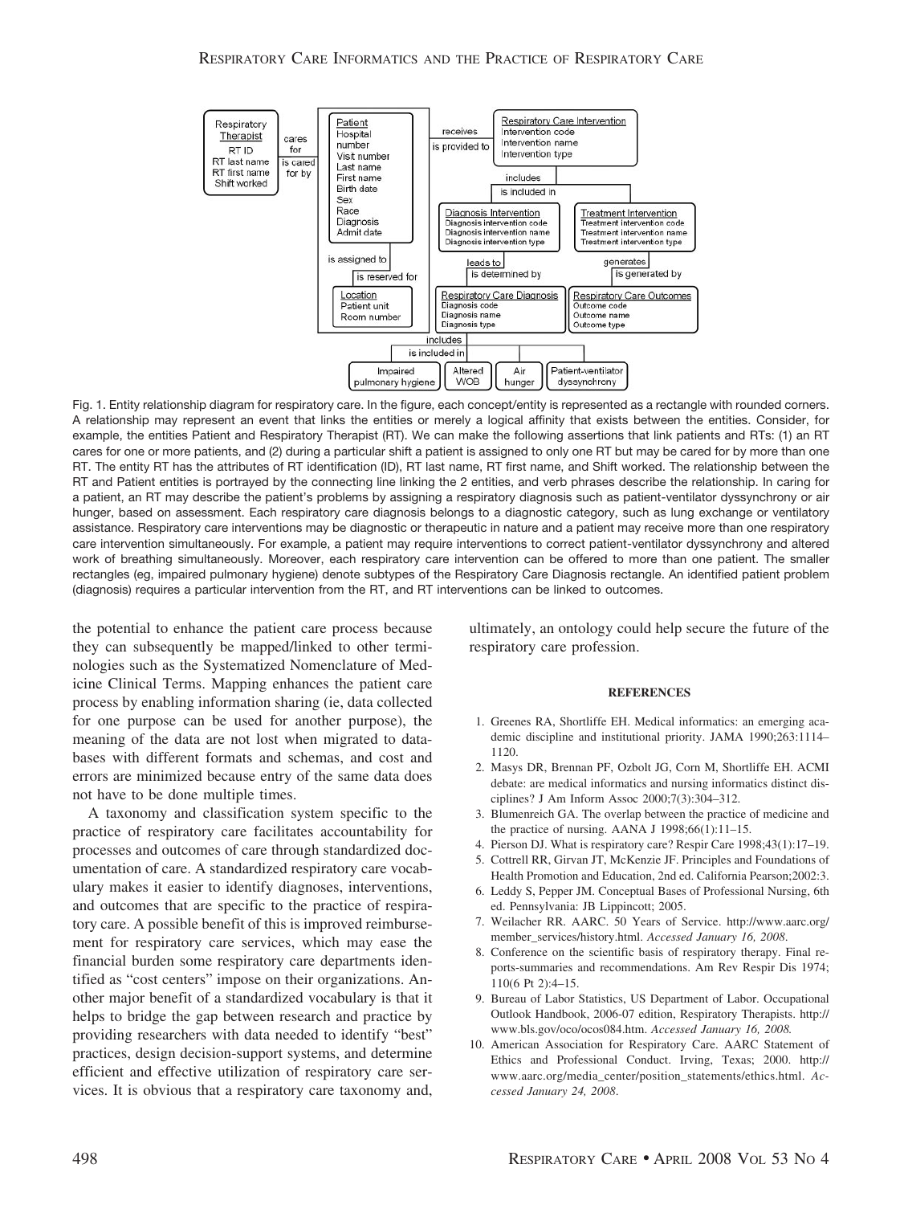Fig. 1. Entity relationship diagram for respiratory care. In the figure, each concept/entity is represented as a rectangle with rounded corners. A relationship may represent an event that links the entities or merely a logical affinity that exists between the entities. Consider, for example, the entities Patient and Respiratory Therapist (RT). We can make the following assertions that link patients and RTs: (1) an RT cares for one or more patients, and (2) during a particular shift a patient is assigned to only one RT but may be cared for by more than one RT. The entity RT has the attributes of RT identification (ID), RT last name, RT first name, and Shift worked. The relationship between the RT and Patient entities is portrayed by the connecting line linking the 2 entities, and verb phrases describe the relationship. In caring for a patient, an RT may describe the patient's problems by assigning a respiratory diagnosis such as patient-ventilator dyssynchrony or air hunger, based on assessment. Each respiratory care diagnosis belongs to a diagnostic category, such as lung exchange or ventilatory assistance. Respiratory care interventions may be diagnostic or therapeutic in nature and a patient may receive more than one respiratory care intervention simultaneously. For example, a patient may require interventions to correct patient-ventilator dyssynchrony and altered work of breathing simultaneously. Moreover, each respiratory care intervention can be offered to more than one patient. The smaller rectangles (eg, impaired pulmonary hygiene) denote subtypes of the Respiratory Care Diagnosis rectangle. An identified patient problem (diagnosis) requires a particular intervention from the RT, and RT interventions can be linked to outcomes.

the potential to enhance the patient care process because they can subsequently be mapped/linked to other terminologies such as the Systematized Nomenclature of Medicine Clinical Terms. Mapping enhances the patient care process by enabling information sharing (ie, data collected for one purpose can be used for another purpose), the meaning of the data are not lost when migrated to databases with different formats and schemas, and cost and errors are minimized because entry of the same data does not have to be done multiple times.

A taxonomy and classification system specific to the practice of respiratory care facilitates accountability for processes and outcomes of care through standardized documentation of care. A standardized respiratory care vocabulary makes it easier to identify diagnoses, interventions, and outcomes that are specific to the practice of respiratory care. A possible benefit of this is improved reimbursement for respiratory care services, which may ease the financial burden some respiratory care departments identified as "cost centers" impose on their organizations. Another major benefit of a standardized vocabulary is that it helps to bridge the gap between research and practice by providing researchers with data needed to identify "best" practices, design decision-support systems, and determine efficient and effective utilization of respiratory care services. It is obvious that a respiratory care taxonomy and, ultimately, an ontology could help secure the future of the respiratory care profession.

## REFERENCES

1. Greenes RA, Shortliffe EH. Medical informatics: an emerging academic discipline and institutional priority. JAMA 1990;263:1114–1120.
2. Masys DR, Brennan PF, Ozbolt JG, Corn M, Shortliffe EH. ACMI debate: are medical informatics and nursing informatics distinct disciplines? J Am Inform Assoc 2000;7(3):304–312.
3. Blumenreich GA. The overlap between the practice of medicine and the practice of nursing. AANA J 1998;66(1):11–15.
4. Pierson DJ. What is respiratory care? Respir Care 1998;43(1):17–19.
5. Cottrell RR, Girvan JT, McKenzie JF. Principles and Foundations of Health Promotion and Education, 2nd ed. California Pearson;2002:3.
6. Leddy S, Pepper JM. Conceptual Bases of Professional Nursing, 6th ed. Pennsylvania: JB Lippincott; 2005.
7. Weilacher RR. AARC. 50 Years of Service. http://www.aarc.org/member_services/history.html. *Accessed January 16, 2008.*
8. Conference on the scientific basis of respiratory therapy. Final reports-summaries and recommendations. Am Rev Respir Dis 1974;110(6 Pt 2):4–15.
9. Bureau of Labor Statistics, US Department of Labor. Occupational Outlook Handbook, 2006-07 edition, Respiratory Therapists. http://www.bls.gov/oco/ocos084.htm. *Accessed January 16, 2008.*
10. American Association for Respiratory Care. AARC Statement of Ethics and Professional Conduct. Irving, Texas; 2000. http://www.aarc.org/media_center/position_statements/ethics.html. *Accessed January 24, 2008.*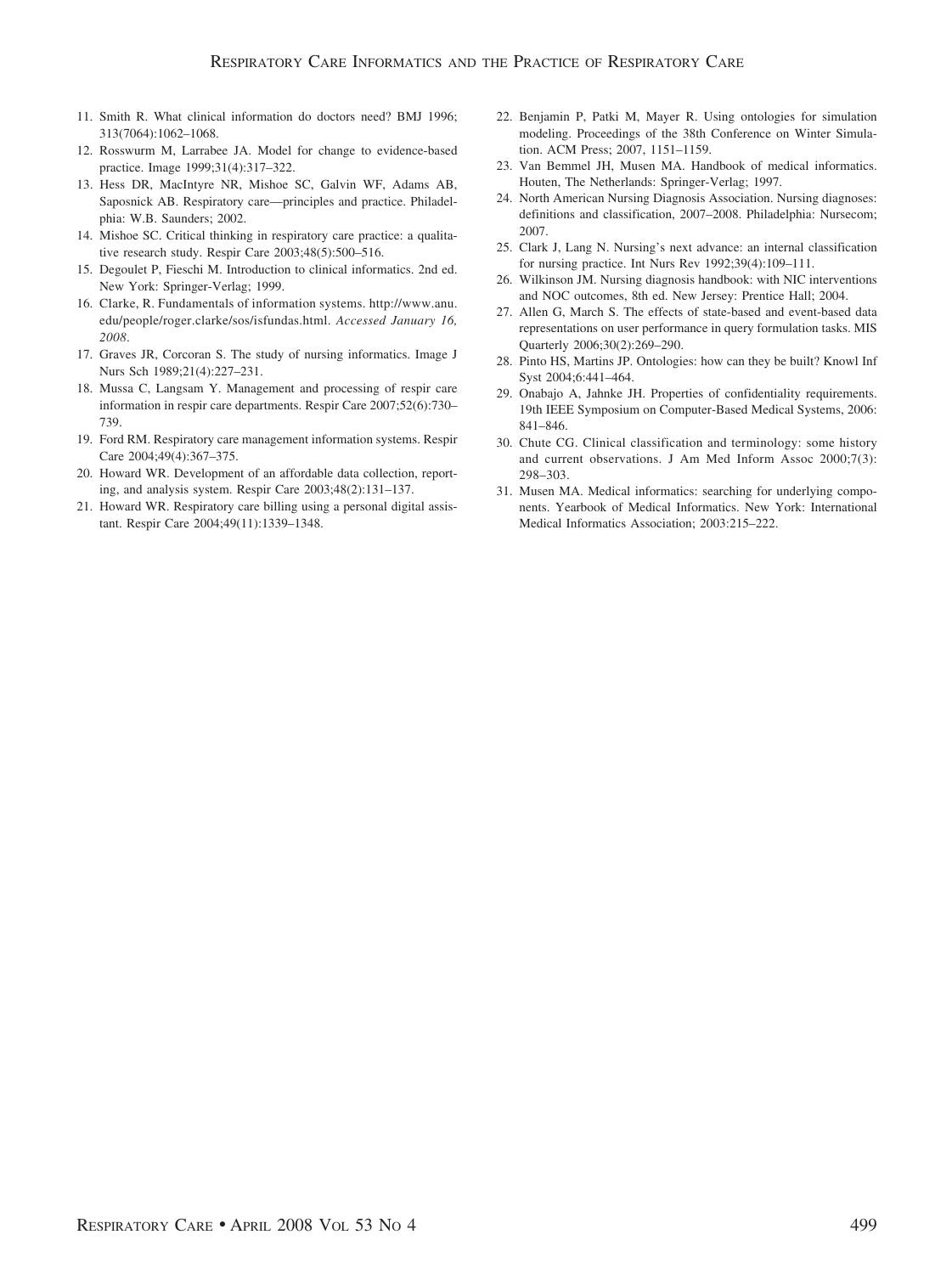11. Smith R. What clinical information do doctors need? BMJ 1996; 313(7064):1062–1068.
12. Rosswurm M, Larrabee JA. Model for change to evidence-based practice. Image 1999;31(4):317–322.
13. Hess DR, MacIntyre NR, Mishoe SC, Galvin WF, Adams AB, Saposnick AB. Respiratory care—principles and practice. Philadelphia: W.B. Saunders; 2002.
14. Mishoe SC. Critical thinking in respiratory care practice: a qualitative research study. Respir Care 2003;48(5):500–516.
15. Degoulet P, Fieschi M. Introduction to clinical informatics. 2nd ed. New York: Springer-Verlag; 1999.
16. Clarke, R. Fundamentals of information systems. http://www.anu.edu/people/roger.clarke/sos/isfundas.html. *Accessed January 16, 2008*.
17. Graves JR, Corcoran S. The study of nursing informatics. Image J Nurs Sch 1989;21(4):227–231.
18. Mussa C, Langsam Y. Management and processing of respir care information in respir care departments. Respir Care 2007;52(6):730–739.
19. Ford RM. Respiratory care management information systems. Respir Care 2004;49(4):367–375.
20. Howard WR. Development of an affordable data collection, reporting, and analysis system. Respir Care 2003;48(2):131–137.
21. Howard WR. Respiratory care billing using a personal digital assistant. Respir Care 2004;49(11):1339–1348.
22. Benjamin P, Patki M, Mayer R. Using ontologies for simulation modeling. Proceedings of the 38th Conference on Winter Simulation. ACM Press; 2007, 1151–1159.
23. Van Bemmel JH, Musen MA. Handbook of medical informatics. Houten, The Netherlands: Springer-Verlag; 1997.
24. North American Nursing Diagnosis Association. Nursing diagnoses: definitions and classification, 2007–2008. Philadelphia: Nursecom; 2007.
25. Clark J, Lang N. Nursing's next advance: an internal classification for nursing practice. Int Nurs Rev 1992;39(4):109–111.
26. Wilkinson JM. Nursing diagnosis handbook: with NIC interventions and NOC outcomes, 8th ed. New Jersey: Prentice Hall; 2004.
27. Allen G, March S. The effects of state-based and event-based data representations on user performance in query formulation tasks. MIS Quarterly 2006;30(2):269–290.
28. Pinto HS, Martins JP. Ontologies: how can they be built? Knowl Inf Syst 2004;6:441–464.
29. Onabajo A, Jahnke JH. Properties of confidentiality requirements. 19th IEEE Symposium on Computer-Based Medical Systems, 2006: 841–846.
30. Chute CG. Clinical classification and terminology: some history and current observations. J Am Med Inform Assoc 2000;7(3): 298–303.
31. Musen MA. Medical informatics: searching for underlying components. Yearbook of Medical Informatics. New York: International Medical Informatics Association; 2003:215–222.